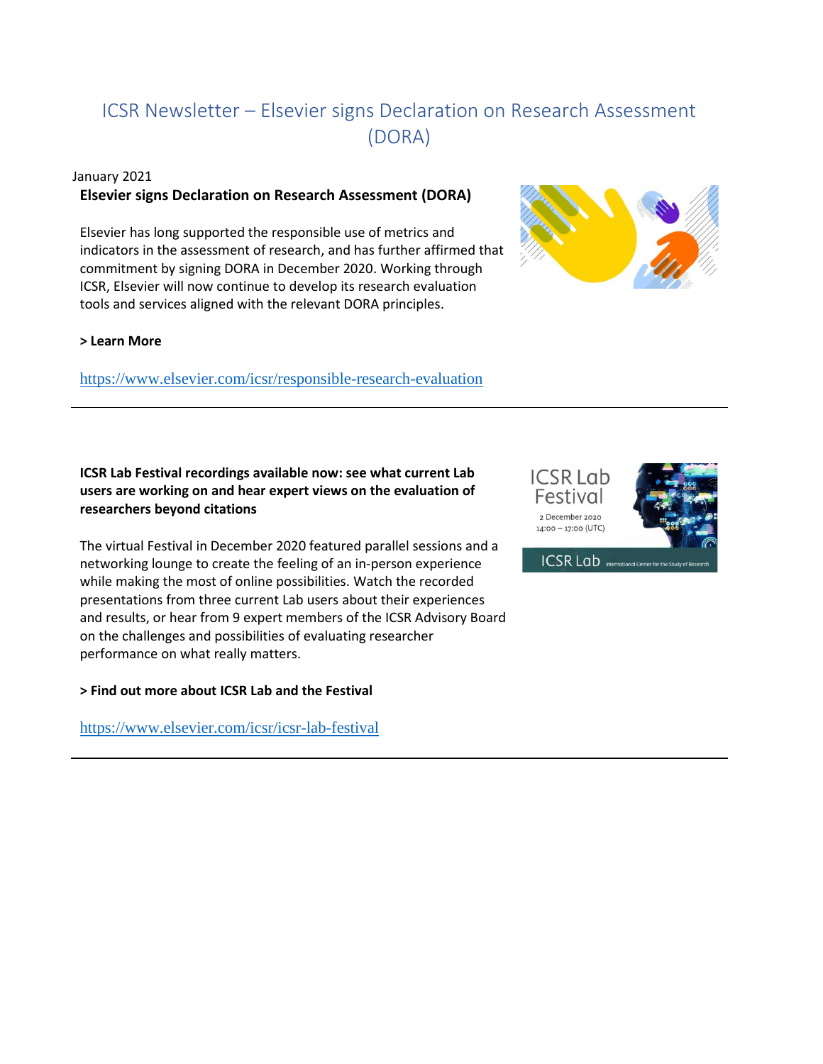# ICSR Newsletter – Elsevier signs Declaration on Research Assessment (DORA)

January 2021

**Elsevier signs Declaration on Research Assessment (DORA)**

Elsevier has long supported the responsible use of metrics and indicators in the assessment of research, and has further affirmed that commitment by signing DORA in December 2020. Working through ICSR, Elsevier will now continue to develop its research evaluation tools and services aligned with the relevant DORA principles.

**> Learn More**

https://www.elsevier.com/icsr/responsible-research-evaluation

---

**ICSR Lab Festival recordings available now: see what current Lab users are working on and hear expert views on the evaluation of researchers beyond citations**

The virtual Festival in December 2020 featured parallel sessions and a networking lounge to create the feeling of an in-person experience while making the most of online possibilities. Watch the recorded presentations from three current Lab users about their experiences and results, or hear from 9 expert members of the ICSR Advisory Board on the challenges and possibilities of evaluating researcher performance on what really matters.

**> Find out more about ICSR Lab and the Festival**

https://www.elsevier.com/icsr/icsr-lab-festival

---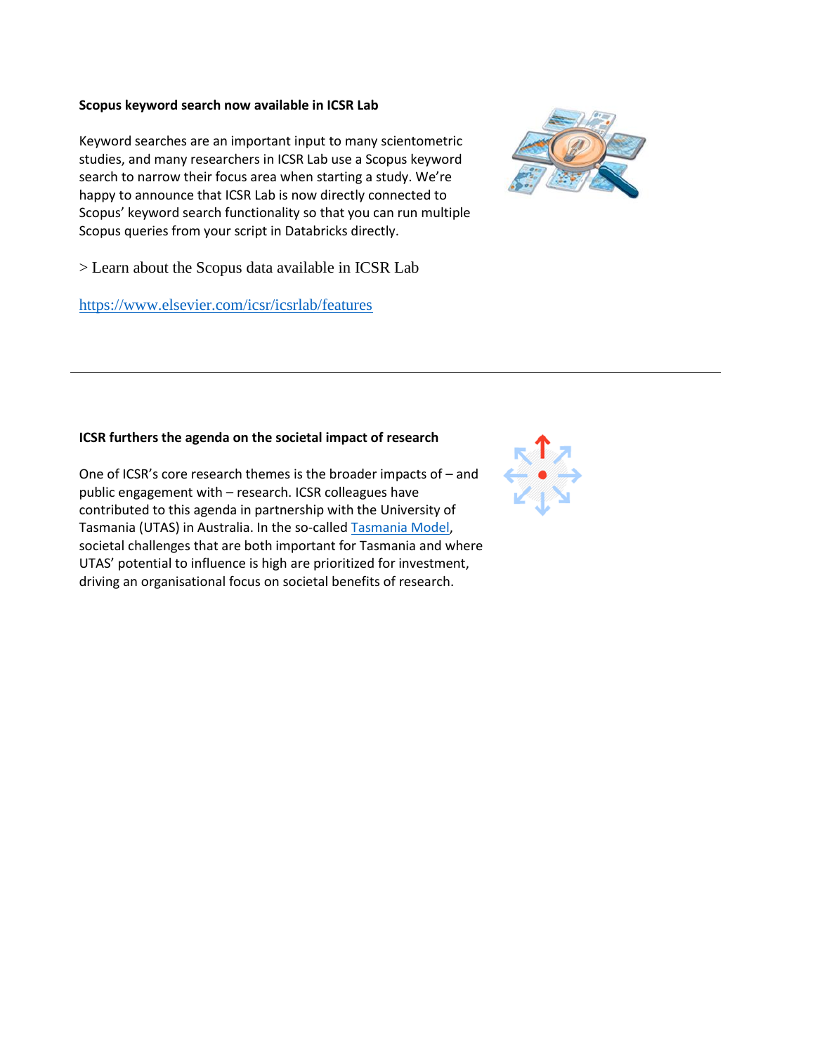**Scopus keyword search now available in ICSR Lab**

Keyword searches are an important input to many scientometric studies, and many researchers in ICSR Lab use a Scopus keyword search to narrow their focus area when starting a study. We're happy to announce that ICSR Lab is now directly connected to Scopus' keyword search functionality so that you can run multiple Scopus queries from your script in Databricks directly.

> Learn about the Scopus data available in ICSR Lab

https://www.elsevier.com/icsr/icsrlab/features

---

**ICSR furthers the agenda on the societal impact of research**

One of ICSR's core research themes is the broader impacts of – and public engagement with – research. ICSR colleagues have contributed to this agenda in partnership with the University of Tasmania (UTAS) in Australia. In the so-called Tasmania Model, societal challenges that are both important for Tasmania and where UTAS' potential to influence is high are prioritized for investment, driving an organisational focus on societal benefits of research.